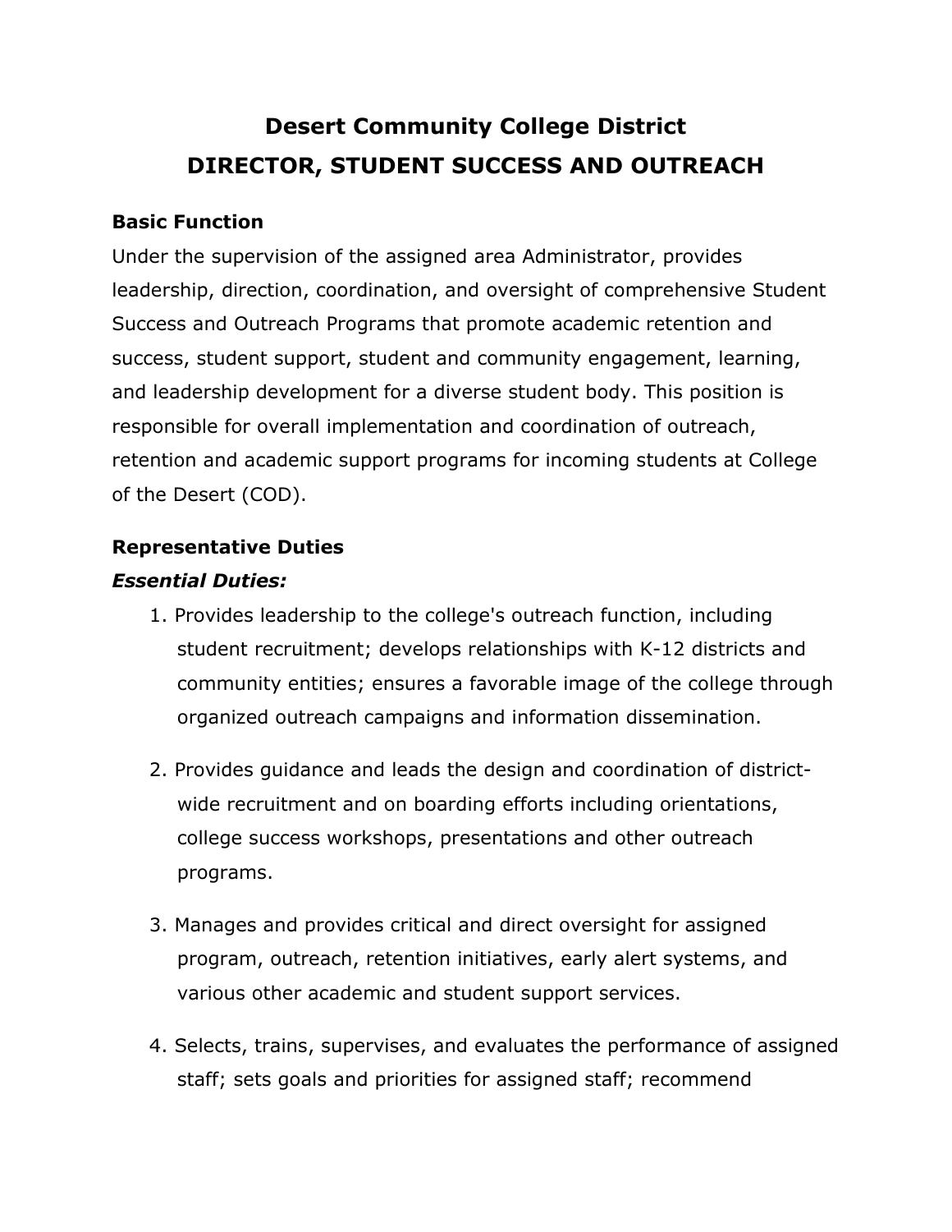# Desert Community College District
# DIRECTOR, STUDENT SUCCESS AND OUTREACH

### Basic Function

Under the supervision of the assigned area Administrator, provides leadership, direction, coordination, and oversight of comprehensive Student Success and Outreach Programs that promote academic retention and success, student support, student and community engagement, learning, and leadership development for a diverse student body. This position is responsible for overall implementation and coordination of outreach, retention and academic support programs for incoming students at College of the Desert (COD).

### Representative Duties

***Essential Duties:***

1. Provides leadership to the college's outreach function, including student recruitment; develops relationships with K-12 districts and community entities; ensures a favorable image of the college through organized outreach campaigns and information dissemination.

2. Provides guidance and leads the design and coordination of district-wide recruitment and on boarding efforts including orientations, college success workshops, presentations and other outreach programs.

3. Manages and provides critical and direct oversight for assigned program, outreach, retention initiatives, early alert systems, and various other academic and student support services.

4. Selects, trains, supervises, and evaluates the performance of assigned staff; sets goals and priorities for assigned staff; recommend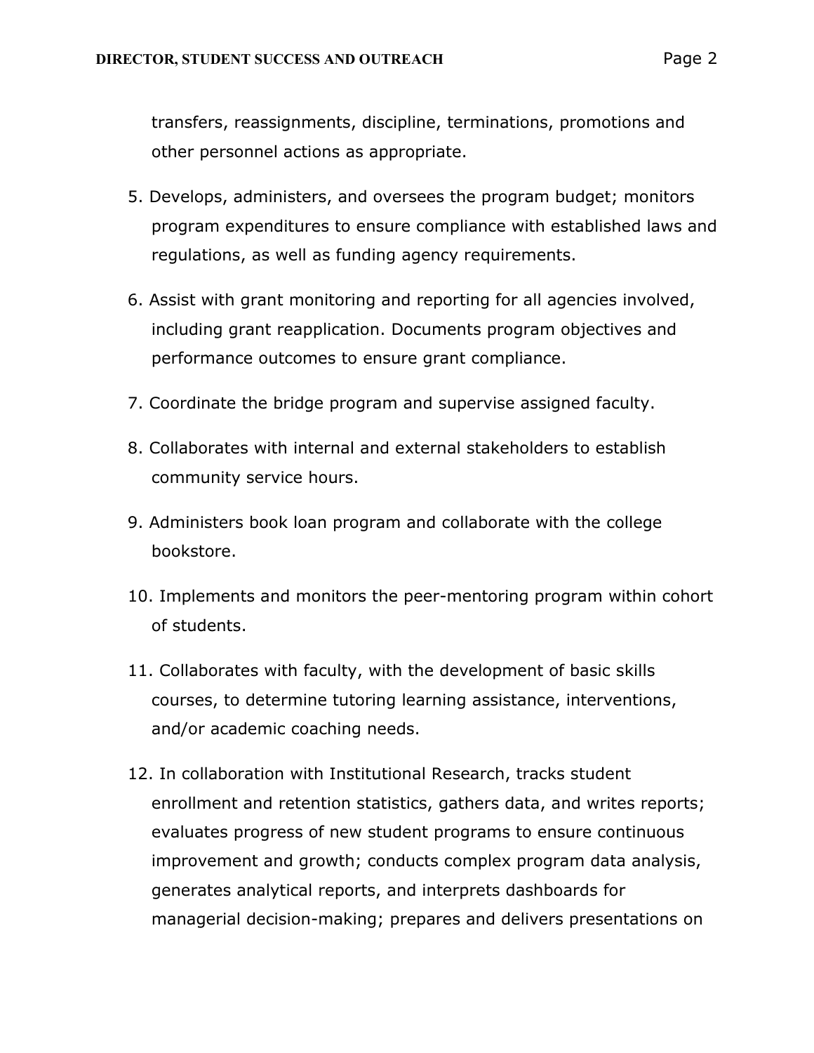transfers, reassignments, discipline, terminations, promotions and other personnel actions as appropriate.

5. Develops, administers, and oversees the program budget; monitors program expenditures to ensure compliance with established laws and regulations, as well as funding agency requirements.

6. Assist with grant monitoring and reporting for all agencies involved, including grant reapplication. Documents program objectives and performance outcomes to ensure grant compliance.

7. Coordinate the bridge program and supervise assigned faculty.

8. Collaborates with internal and external stakeholders to establish community service hours.

9. Administers book loan program and collaborate with the college bookstore.

10. Implements and monitors the peer-mentoring program within cohort of students.

11. Collaborates with faculty, with the development of basic skills courses, to determine tutoring learning assistance, interventions, and/or academic coaching needs.

12. In collaboration with Institutional Research, tracks student enrollment and retention statistics, gathers data, and writes reports; evaluates progress of new student programs to ensure continuous improvement and growth; conducts complex program data analysis, generates analytical reports, and interprets dashboards for managerial decision-making; prepares and delivers presentations on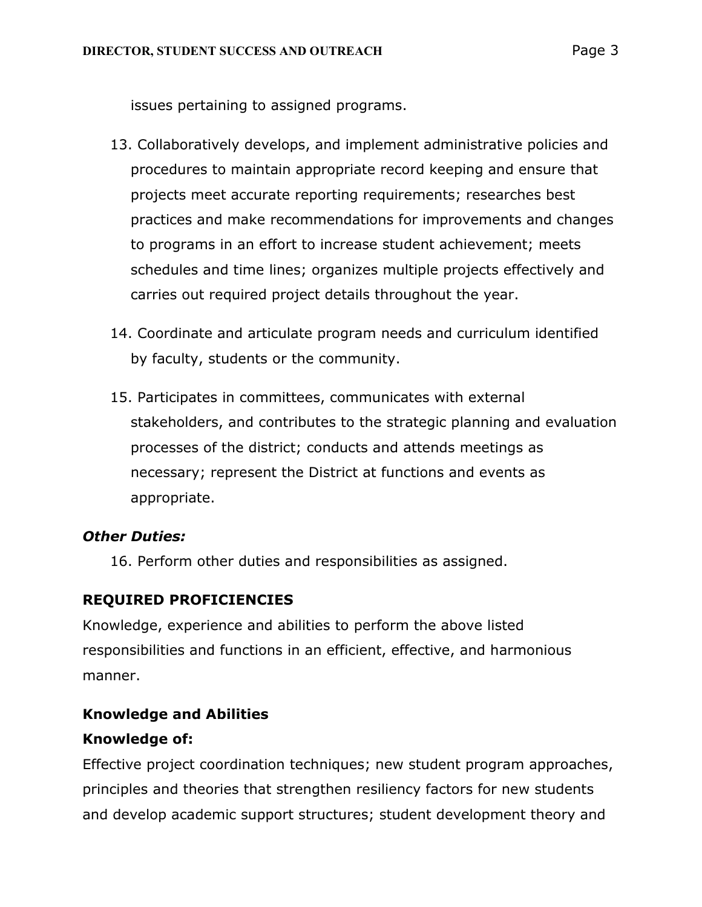issues pertaining to assigned programs.

13. Collaboratively develops, and implement administrative policies and procedures to maintain appropriate record keeping and ensure that projects meet accurate reporting requirements; researches best practices and make recommendations for improvements and changes to programs in an effort to increase student achievement; meets schedules and time lines; organizes multiple projects effectively and carries out required project details throughout the year.

14. Coordinate and articulate program needs and curriculum identified by faculty, students or the community.

15. Participates in committees, communicates with external stakeholders, and contributes to the strategic planning and evaluation processes of the district; conducts and attends meetings as necessary; represent the District at functions and events as appropriate.

***Other Duties:***

16. Perform other duties and responsibilities as assigned.

## REQUIRED PROFICIENCIES

Knowledge, experience and abilities to perform the above listed responsibilities and functions in an efficient, effective, and harmonious manner.

### Knowledge and Abilities

**Knowledge of:**

Effective project coordination techniques; new student program approaches, principles and theories that strengthen resiliency factors for new students and develop academic support structures; student development theory and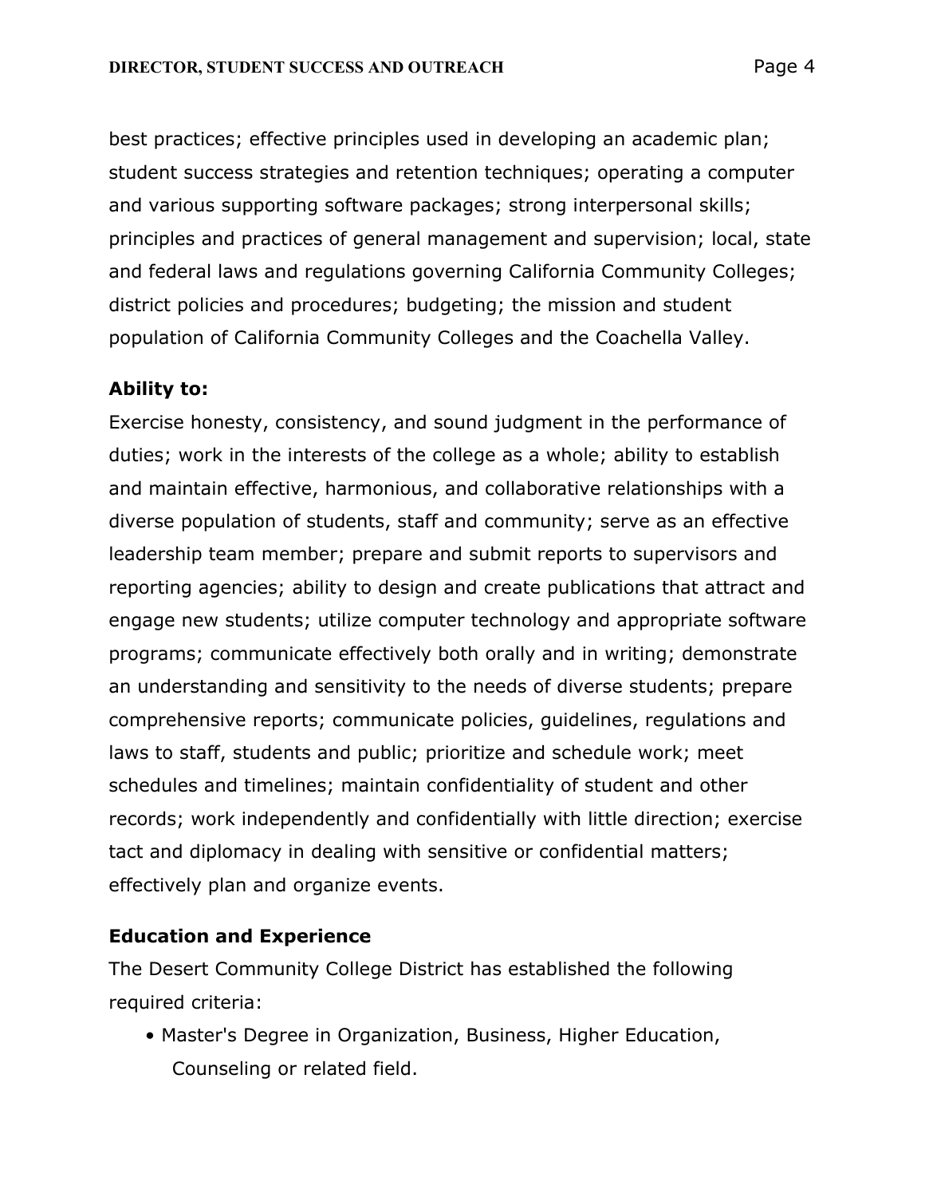best practices; effective principles used in developing an academic plan; student success strategies and retention techniques; operating a computer and various supporting software packages; strong interpersonal skills; principles and practices of general management and supervision; local, state and federal laws and regulations governing California Community Colleges; district policies and procedures; budgeting; the mission and student population of California Community Colleges and the Coachella Valley.

**Ability to:**
Exercise honesty, consistency, and sound judgment in the performance of duties; work in the interests of the college as a whole; ability to establish and maintain effective, harmonious, and collaborative relationships with a diverse population of students, staff and community; serve as an effective leadership team member; prepare and submit reports to supervisors and reporting agencies; ability to design and create publications that attract and engage new students; utilize computer technology and appropriate software programs; communicate effectively both orally and in writing; demonstrate an understanding and sensitivity to the needs of diverse students; prepare comprehensive reports; communicate policies, guidelines, regulations and laws to staff, students and public; prioritize and schedule work; meet schedules and timelines; maintain confidentiality of student and other records; work independently and confidentially with little direction; exercise tact and diplomacy in dealing with sensitive or confidential matters; effectively plan and organize events.

**Education and Experience**
The Desert Community College District has established the following required criteria:

- Master's Degree in Organization, Business, Higher Education, Counseling or related field.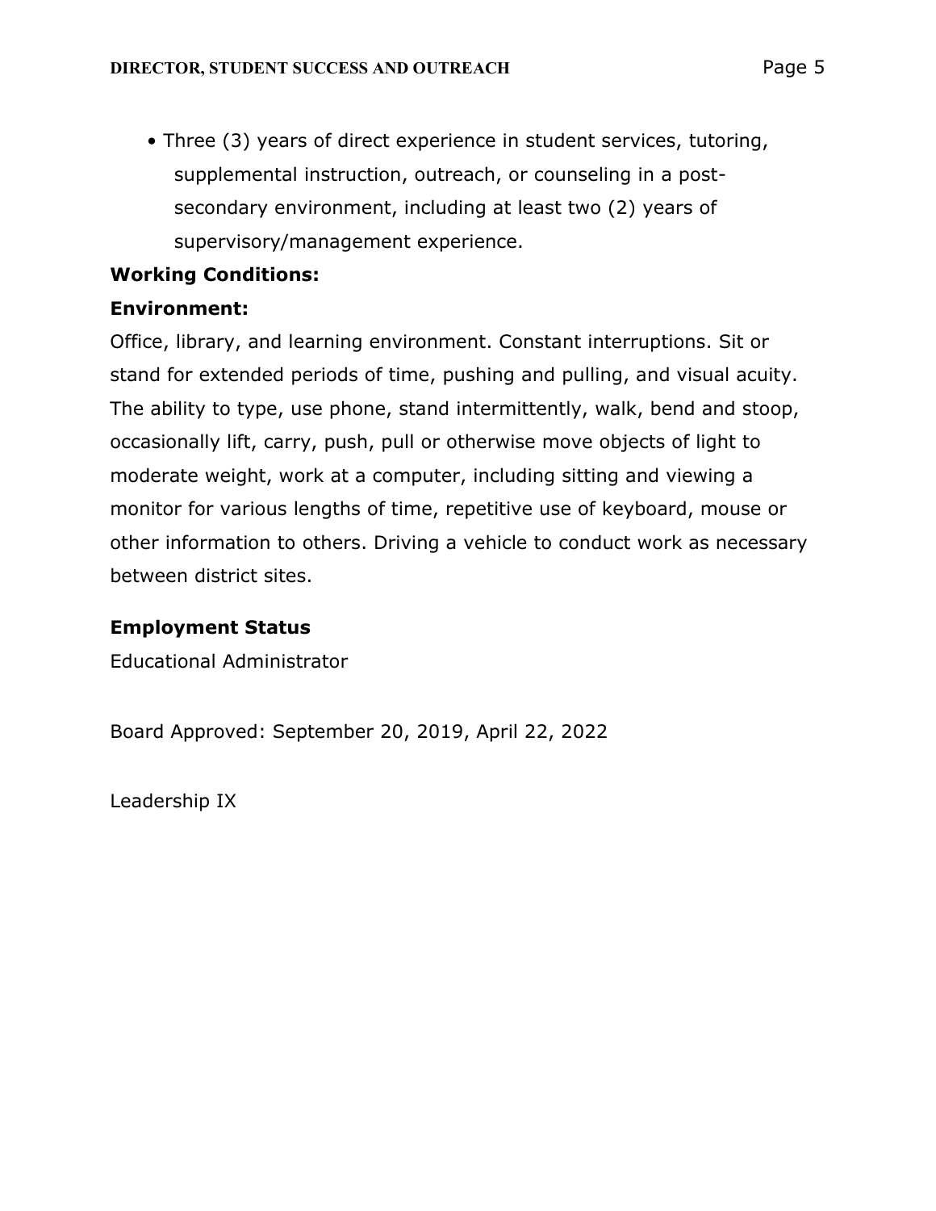- Three (3) years of direct experience in student services, tutoring, supplemental instruction, outreach, or counseling in a post-secondary environment, including at least two (2) years of supervisory/management experience.

**Working Conditions:**

**Environment:**

Office, library, and learning environment. Constant interruptions. Sit or stand for extended periods of time, pushing and pulling, and visual acuity. The ability to type, use phone, stand intermittently, walk, bend and stoop, occasionally lift, carry, push, pull or otherwise move objects of light to moderate weight, work at a computer, including sitting and viewing a monitor for various lengths of time, repetitive use of keyboard, mouse or other information to others. Driving a vehicle to conduct work as necessary between district sites.

**Employment Status**

Educational Administrator

Board Approved: September 20, 2019, April 22, 2022

Leadership IX